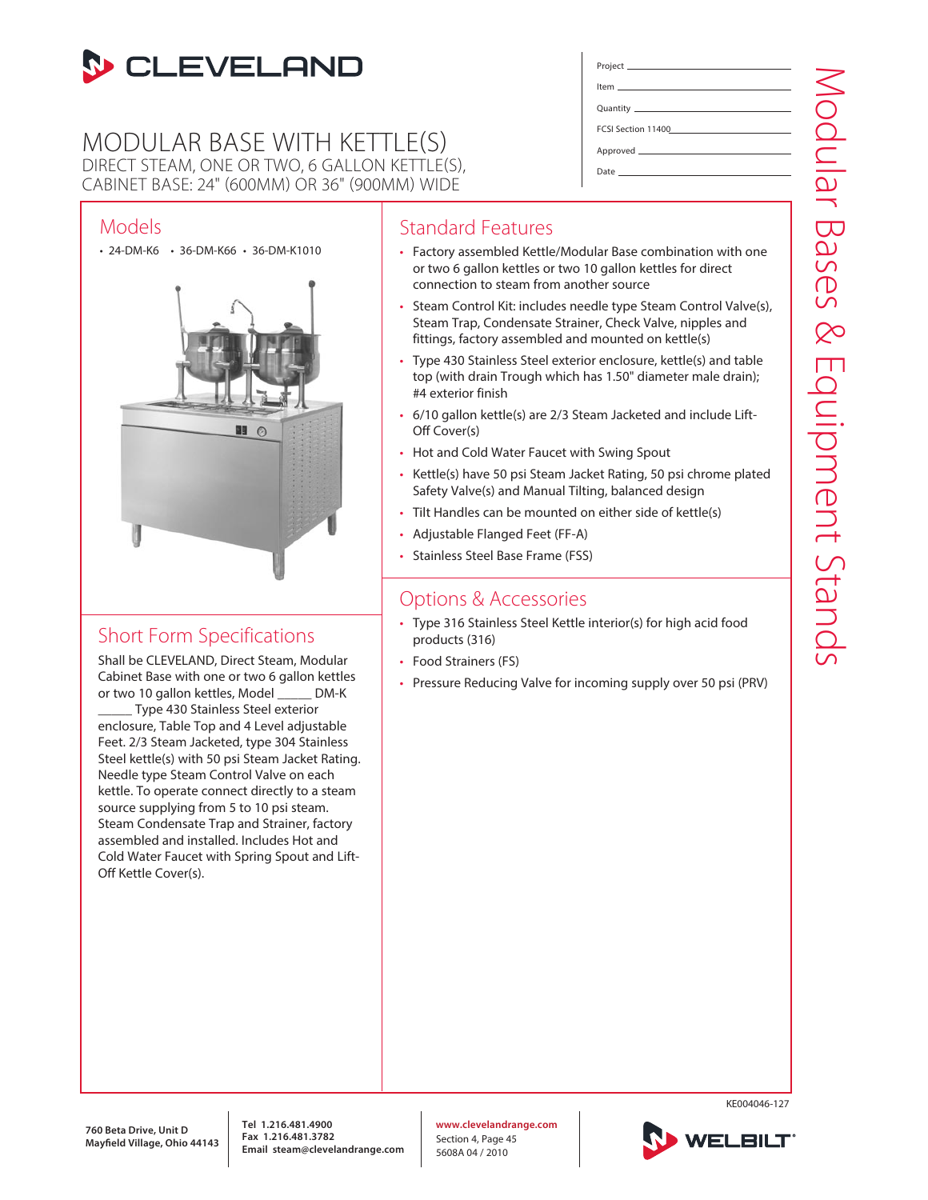# CLEVELAND

# MODULAR BASE WITH KETTLE(S)

DIRECT STEAM, ONE OR TWO, 6 GALLON KETTLE(S),
CABINET BASE: 24" (600MM) OR 36" (900MM) WIDE

Project \_\_\_\_\_\_\_\_\_\_\_\_\_\_\_\_\_\_\_\_

Item \_\_\_\_\_\_\_\_\_\_\_\_\_\_\_\_\_\_\_\_

Quantity \_\_\_\_\_\_\_\_\_\_\_\_\_\_\_\_\_\_\_\_

FCSI Section 11400\_\_\_\_\_\_\_\_\_\_\_\_\_\_\_\_\_\_\_\_

Approved \_\_\_\_\_\_\_\_\_\_\_\_\_\_\_\_\_\_\_\_

Date \_\_\_\_\_\_\_\_\_\_\_\_\_\_\_\_\_\_\_\_

Modular Bases & Equipment Stands

## Models

- 24-DM-K6
- 36-DM-K66
- 36-DM-K1010

## Short Form Specifications

Shall be CLEVELAND, Direct Steam, Modular Cabinet Base with one or two 6 gallon kettles or two 10 gallon kettles, Model \_\_\_\_\_ DM-K \_\_\_\_\_ Type 430 Stainless Steel exterior enclosure, Table Top and 4 Level adjustable Feet. 2/3 Steam Jacketed, type 304 Stainless Steel kettle(s) with 50 psi Steam Jacket Rating. Needle type Steam Control Valve on each kettle. To operate connect directly to a steam source supplying from 5 to 10 psi steam. Steam Condensate Trap and Strainer, factory assembled and installed. Includes Hot and Cold Water Faucet with Spring Spout and Lift-Off Kettle Cover(s).

## Standard Features

- Factory assembled Kettle/Modular Base combination with one or two 6 gallon kettles or two 10 gallon kettles for direct connection to steam from another source
- Steam Control Kit: includes needle type Steam Control Valve(s), Steam Trap, Condensate Strainer, Check Valve, nipples and fittings, factory assembled and mounted on kettle(s)
- Type 430 Stainless Steel exterior enclosure, kettle(s) and table top (with drain Trough which has 1.50" diameter male drain); #4 exterior finish
- 6/10 gallon kettle(s) are 2/3 Steam Jacketed and include Lift-Off Cover(s)
- Hot and Cold Water Faucet with Swing Spout
- Kettle(s) have 50 psi Steam Jacket Rating, 50 psi chrome plated Safety Valve(s) and Manual Tilting, balanced design
- Tilt Handles can be mounted on either side of kettle(s)
- Adjustable Flanged Feet (FF-A)
- Stainless Steel Base Frame (FSS)

## Options & Accessories

- Type 316 Stainless Steel Kettle interior(s) for high acid food products (316)
- Food Strainers (FS)
- Pressure Reducing Valve for incoming supply over 50 psi (PRV)

KE004046-127

**760 Beta Drive, Unit D**
**Mayfield Village, Ohio 44143**

**Tel 1.216.481.4900**
**Fax 1.216.481.3782**
**Email steam@clevelandrange.com**

**www.clevelandrange.com**
Section 4, Page 45
5608A 04 / 2010

WELBILT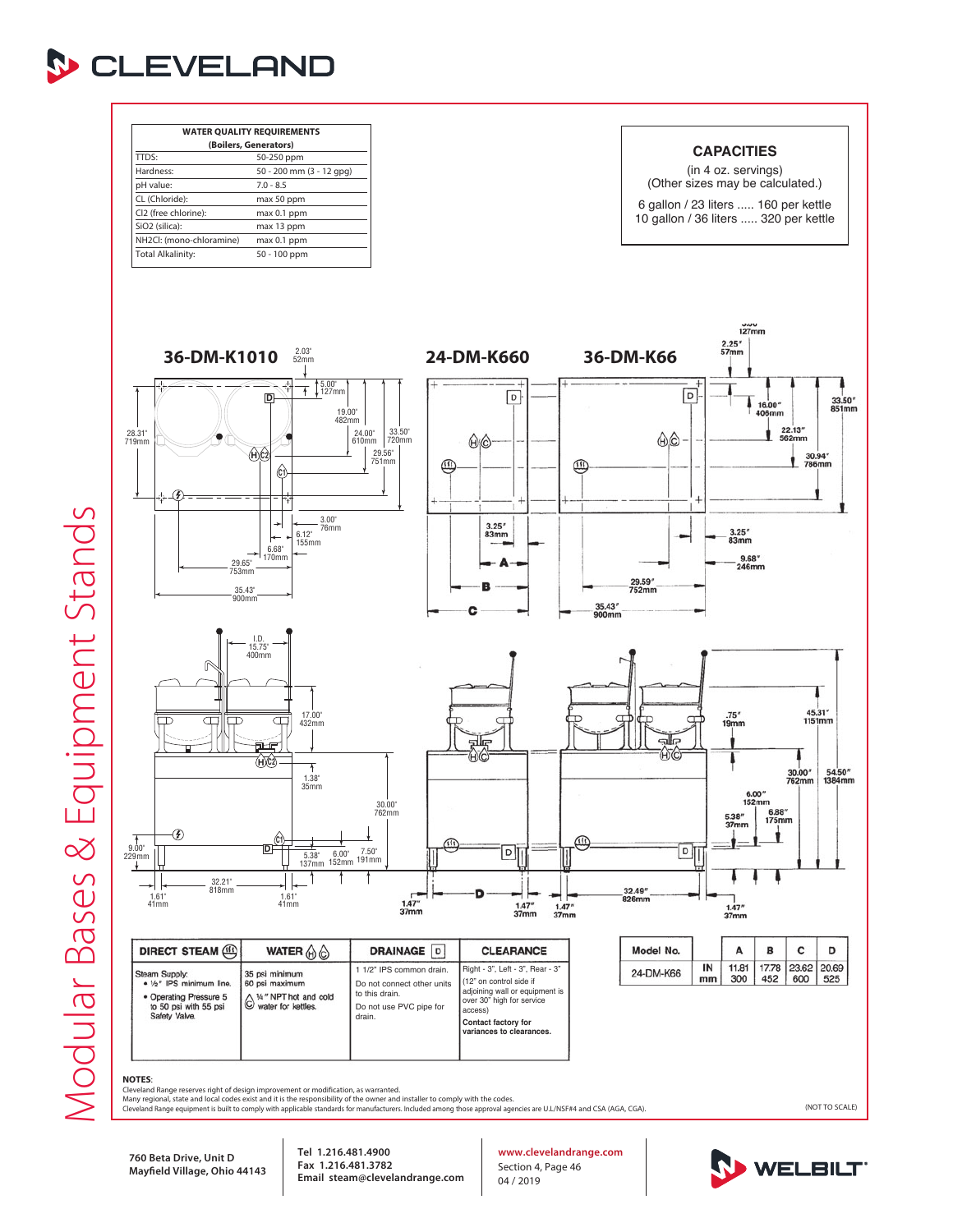# CLEVELAND

Modular Bases & Equipment Stands

| WATER QUALITY REQUIREMENTS (Boilers, Generators) | |
|---|---|
| TTDS: | 50-250 ppm |
| Hardness: | 50 - 200 mm (3 - 12 gpg) |
| pH value: | 7.0 - 8.5 |
| CL (Chloride): | max 50 ppm |
| Cl2 (free chlorine): | max 0.1 ppm |
| SiO2 (silica): | max 13 ppm |
| NH2Cl: (mono-chloramine) | max 0.1 ppm |
| Total Alkalinity: | 50 - 100 ppm |

## CAPACITIES

(in 4 oz. servings)
(Other sizes may be calculated.)

6 gallon / 23 liters ..... 160 per kettle
10 gallon / 36 liters ..... 320 per kettle

## 36-DM-K1010

2.03" 52mm
5.00" 127mm
19.00" 482mm
24.00" 610mm
33.50" 720mm
29.56" 751mm
28.31" 719mm
3.00" 76mm
6.12" 155mm
6.68" 170mm
29.65" 753mm
35.43" 900mm
I.D. 15.75" 400mm
17.00" 432mm
1.38" 35mm
30.00" 762mm
9.00" 229mm
5.38" 137mm
6.00" 152mm
7.50" 191mm
32.21" 818mm
1.61" 41mm
1.61" 41mm

## 24-DM-K660

## 36-DM-K66

5.00" 127mm
2.25" 57mm
16.00" 406mm
33.50" 851mm
22.13" 562mm
30.94" 786mm
3.25" 83mm
A
B
C
3.25" 83mm
9.68" 246mm
29.59" 752mm
35.43" 900mm
.75" 19mm
45.31" 1151mm
30.00" 762mm
54.50" 1384mm
6.00" 152mm
5.38" 37mm
6.88" 175mm
1.47" 37mm
D
1.47" 37mm
1.47" 37mm
32.49" 826mm
1.47" 37mm

| DIRECT STEAM | WATER | DRAINAGE | CLEARANCE |
|---|---|---|---|
| Steam Supply: • ½" IPS minimum line. • Operating Pressure 5 to 50 psi with 55 psi Safety Valve. | 35 psi minimum 60 psi maximum ¼" NPT hot and cold water for kettles. | 1 1/2" IPS common drain. Do not connect other units to this drain. Do not use PVC pipe for drain. | Right - 3", Left - 3", Rear - 3" (12" on control side if adjoining wall or equipment is over 30" high for service access) **Contact factory for variances to clearances.** |

| Model No. | | A | B | C | D |
|---|---|---|---|---|---|
| 24-DM-K66 | IN | 11.81 | 17.78 | 23.62 | 20.69 |
| | mm | 300 | 452 | 600 | 525 |

**NOTES**:
Cleveland Range reserves right of design improvement or modification, as warranted.
Many regional, state and local codes exist and it is the responsibility of the owner and installer to comply with the codes.
Cleveland Range equipment is built to comply with applicable standards for manufacturers. Included among those approval agencies are U.L/NSF#4 and CSA (AGA, CGA).

(NOT TO SCALE)

760 Beta Drive, Unit D
Mayfield Village, Ohio 44143

Tel 1.216.481.4900
Fax 1.216.481.3782
Email steam@clevelandrange.com

www.clevelandrange.com
Section 4, Page 46
04 / 2019

WELBILT